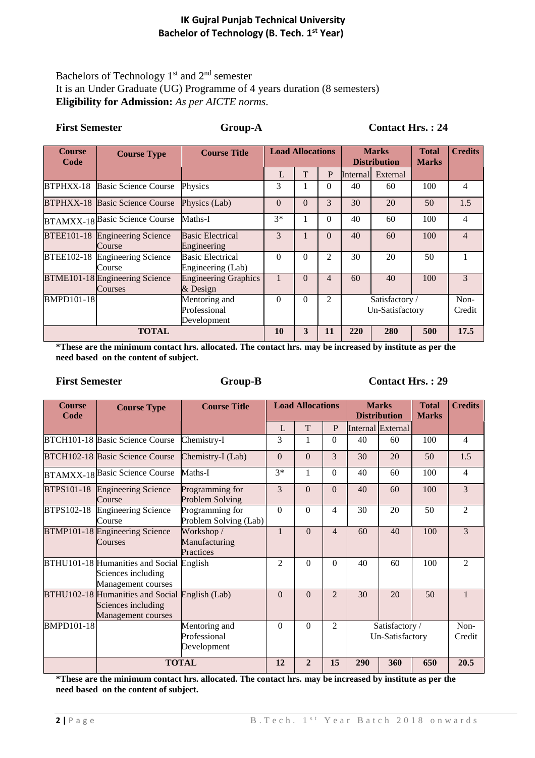## IK Gujral Punjab Technical University
## Bachelor of Technology (B. Tech. 1st Year)

Bachelors of Technology 1st and 2nd semester
It is an Under Graduate (UG) Programme of 4 years duration (8 semesters)
**Eligibility for Admission:** *As per AICTE norms*.

**First Semester** **Group-A** **Contact Hrs. : 24**

| Course Code | Course Type | Course Title | Load Allocations | | | Marks Distribution | | Total Marks | Credits |
|---|---|---|---|---|---|---|---|---|---|
| | | | L | T | P | Internal | External | | |
| BTPHXX-18 | Basic Science Course | Physics | 3 | 1 | 0 | 40 | 60 | 100 | 4 |
| BTPHXX-18 | Basic Science Course | Physics (Lab) | 0 | 0 | 3 | 30 | 20 | 50 | 1.5 |
| BTAMXX-18 | Basic Science Course | Maths-I | 3* | 1 | 0 | 40 | 60 | 100 | 4 |
| BTEE101-18 | Engineering Science Course | Basic Electrical Engineering | 3 | 1 | 0 | 40 | 60 | 100 | 4 |
| BTEE102-18 | Engineering Science Course | Basic Electrical Engineering (Lab) | 0 | 0 | 2 | 30 | 20 | 50 | 1 |
| BTME101-18 | Engineering Science Courses | Engineering Graphics & Design | 1 | 0 | 4 | 60 | 40 | 100 | 3 |
| BMPD101-18 | | Mentoring and Professional Development | 0 | 0 | 2 | Satisfactory / Un-Satisfactory | | | Non-Credit |
| **TOTAL** | | | **10** | **3** | **11** | **220** | **280** | **500** | **17.5** |

**\*These are the minimum contact hrs. allocated. The contact hrs. may be increased by institute as per the need based on the content of subject.**

**First Semester** **Group-B** **Contact Hrs. : 29**

| Course Code | Course Type | Course Title | Load Allocations | | | Marks Distribution | | Total Marks | Credits |
|---|---|---|---|---|---|---|---|---|---|
| | | | L | T | P | Internal | External | | |
| BTCH101-18 | Basic Science Course | Chemistry-I | 3 | 1 | 0 | 40 | 60 | 100 | 4 |
| BTCH102-18 | Basic Science Course | Chemistry-I (Lab) | 0 | 0 | 3 | 30 | 20 | 50 | 1.5 |
| BTAMXX-18 | Basic Science Course | Maths-I | 3* | 1 | 0 | 40 | 60 | 100 | 4 |
| BTPS101-18 | Engineering Science Course | Programming for Problem Solving | 3 | 0 | 0 | 40 | 60 | 100 | 3 |
| BTPS102-18 | Engineering Science Course | Programming for Problem Solving (Lab) | 0 | 0 | 4 | 30 | 20 | 50 | 2 |
| BTMP101-18 | Engineering Science Courses | Workshop / Manufacturing Practices | 1 | 0 | 4 | 60 | 40 | 100 | 3 |
| BTHU101-18 | Humanities and Social Sciences including Management courses | English | 2 | 0 | 0 | 40 | 60 | 100 | 2 |
| BTHU102-18 | Humanities and Social Sciences including Management courses | English (Lab) | 0 | 0 | 2 | 30 | 20 | 50 | 1 |
| BMPD101-18 | | Mentoring and Professional Development | 0 | 0 | 2 | Satisfactory / Un-Satisfactory | | | Non-Credit |
| | **TOTAL** | | **12** | **2** | **15** | **290** | **360** | **650** | **20.5** |

**\*These are the minimum contact hrs. allocated. The contact hrs. may be increased by institute as per the need based on the content of subject.**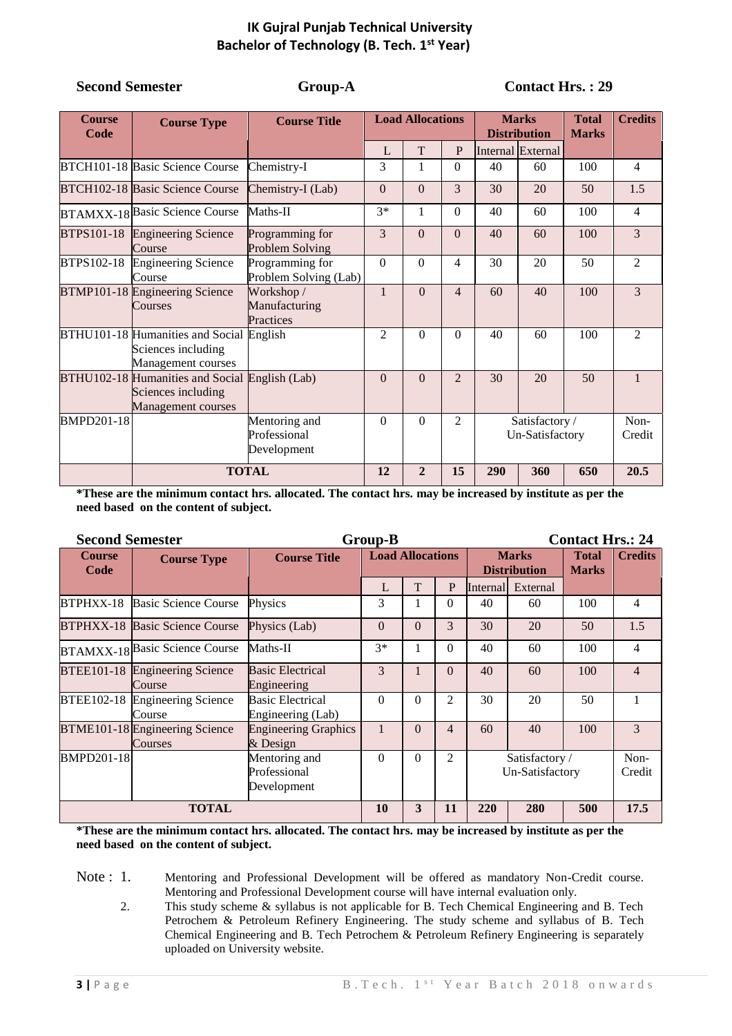## IK Gujral Punjab Technical University
## Bachelor of Technology (B. Tech. 1st Year)

**Second Semester** **Group-A** **Contact Hrs. : 29**

| Course Code | Course Type | Course Title | Load Allocations | | | Marks Distribution | | Total Marks | Credits |
|---|---|---|---|---|---|---|---|---|---|
| | | | L | T | P | Internal | External | | |
| BTCH101-18 | Basic Science Course | Chemistry-I | 3 | 1 | 0 | 40 | 60 | 100 | 4 |
| BTCH102-18 | Basic Science Course | Chemistry-I (Lab) | 0 | 0 | 3 | 30 | 20 | 50 | 1.5 |
| BTAMXX-18 | Basic Science Course | Maths-II | 3* | 1 | 0 | 40 | 60 | 100 | 4 |
| BTPS101-18 | Engineering Science Course | Programming for Problem Solving | 3 | 0 | 0 | 40 | 60 | 100 | 3 |
| BTPS102-18 | Engineering Science Course | Programming for Problem Solving (Lab) | 0 | 0 | 4 | 30 | 20 | 50 | 2 |
| BTMP101-18 | Engineering Science Courses | Workshop / Manufacturing Practices | 1 | 0 | 4 | 60 | 40 | 100 | 3 |
| BTHU101-18 | Humanities and Social Sciences including Management courses | English | 2 | 0 | 0 | 40 | 60 | 100 | 2 |
| BTHU102-18 | Humanities and Social Sciences including Management courses | English (Lab) | 0 | 0 | 2 | 30 | 20 | 50 | 1 |
| BMPD201-18 | | Mentoring and Professional Development | 0 | 0 | 2 | Satisfactory / Un-Satisfactory | | | Non-Credit |
| | **TOTAL** | | **12** | **2** | **15** | **290** | **360** | **650** | **20.5** |

**\*These are the minimum contact hrs. allocated. The contact hrs. may be increased by institute as per the need based on the content of subject.**

**Second Semester** **Group-B** **Contact Hrs.: 24**

| Course Code | Course Type | Course Title | Load Allocations | | | Marks Distribution | | Total Marks | Credits |
|---|---|---|---|---|---|---|---|---|---|
| | | | L | T | P | Internal | External | | |
| BTPHXX-18 | Basic Science Course | Physics | 3 | 1 | 0 | 40 | 60 | 100 | 4 |
| BTPHXX-18 | Basic Science Course | Physics (Lab) | 0 | 0 | 3 | 30 | 20 | 50 | 1.5 |
| BTAMXX-18 | Basic Science Course | Maths-II | 3* | 1 | 0 | 40 | 60 | 100 | 4 |
| BTEE101-18 | Engineering Science Course | Basic Electrical Engineering | 3 | 1 | 0 | 40 | 60 | 100 | 4 |
| BTEE102-18 | Engineering Science Course | Basic Electrical Engineering (Lab) | 0 | 0 | 2 | 30 | 20 | 50 | 1 |
| BTME101-18 | Engineering Science Courses | Engineering Graphics & Design | 1 | 0 | 4 | 60 | 40 | 100 | 3 |
| BMPD201-18 | | Mentoring and Professional Development | 0 | 0 | 2 | Satisfactory / Un-Satisfactory | | | Non-Credit |
| **TOTAL** | | | **10** | **3** | **11** | **220** | **280** | **500** | **17.5** |

**\*These are the minimum contact hrs. allocated. The contact hrs. may be increased by institute as per the need based on the content of subject.**

Note :
1. Mentoring and Professional Development will be offered as mandatory Non-Credit course. Mentoring and Professional Development course will have internal evaluation only.
2. This study scheme & syllabus is not applicable for B. Tech Chemical Engineering and B. Tech Petrochem & Petroleum Refinery Engineering. The study scheme and syllabus of B. Tech Chemical Engineering and B. Tech Petrochem & Petroleum Refinery Engineering is separately uploaded on University website.